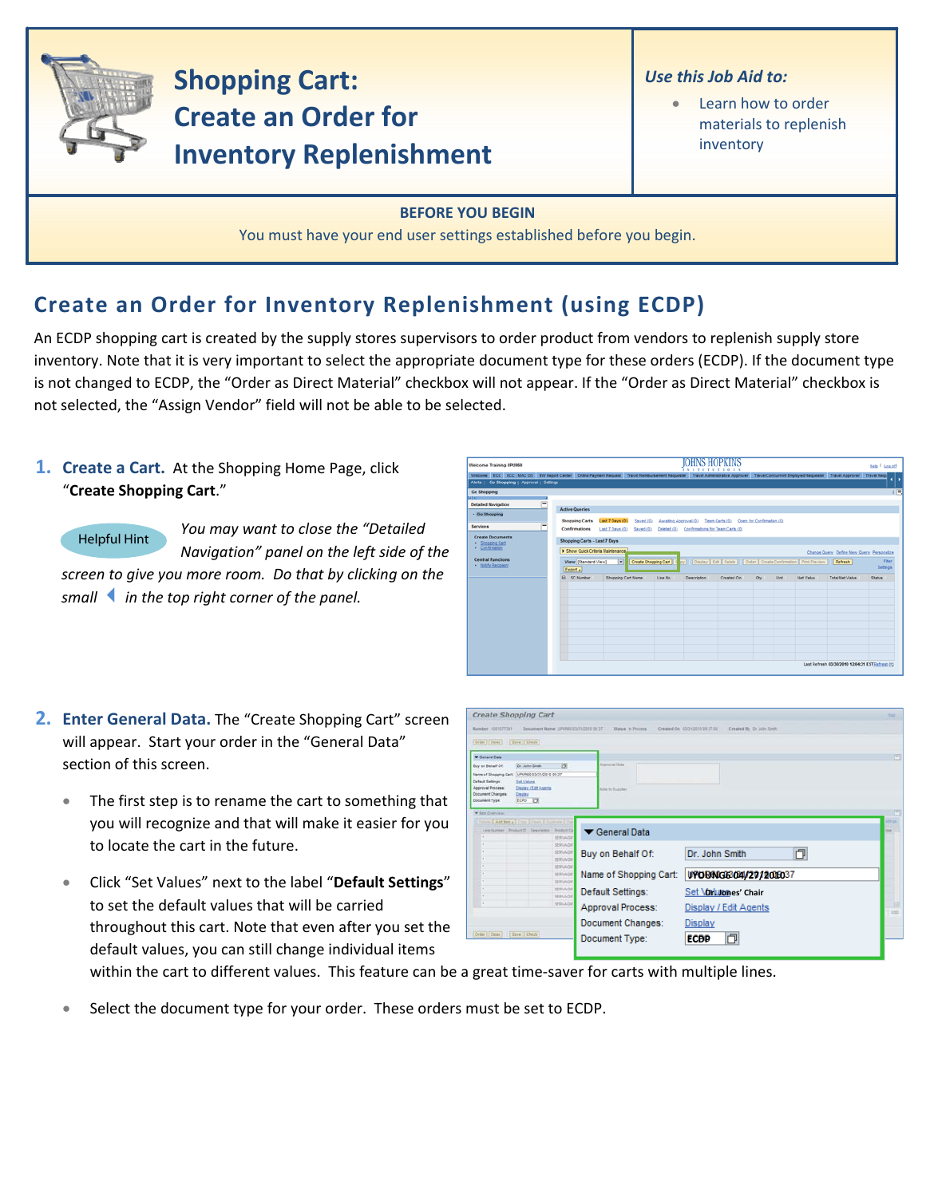# Shopping Cart: Create an Order for Inventory Replenishment

*Use this Job Aid to:*

- Learn how to order materials to replenish inventory

**BEFORE YOU BEGIN**

You must have your end user settings established before you begin.

## Create an Order for Inventory Replenishment (using ECDP)

An ECDP shopping cart is created by the supply stores supervisors to order product from vendors to replenish supply store inventory. Note that it is very important to select the appropriate document type for these orders (ECDP). If the document type is not changed to ECDP, the "Order as Direct Material" checkbox will not appear. If the "Order as Direct Material" checkbox is not selected, the "Assign Vendor" field will not be able to be selected.

1. **Create a Cart.** At the Shopping Home Page, click "**Create Shopping Cart**."

   Helpful Hint *You may want to close the "Detailed Navigation" panel on the left side of the screen to give you more room. Do that by clicking on the small ◀ in the top right corner of the panel.*

2. **Enter General Data.** The "Create Shopping Cart" screen will appear. Start your order in the "General Data" section of this screen.

   - The first step is to rename the cart to something that you will recognize and that will make it easier for you to locate the cart in the future.
   - Click "Set Values" next to the label "**Default Settings**" to set the default values that will be carried throughout this cart. Note that even after you set the default values, you can still change individual items within the cart to different values. This feature can be a great time-saver for carts with multiple lines.
   - Select the document type for your order. These orders must be set to ECDP.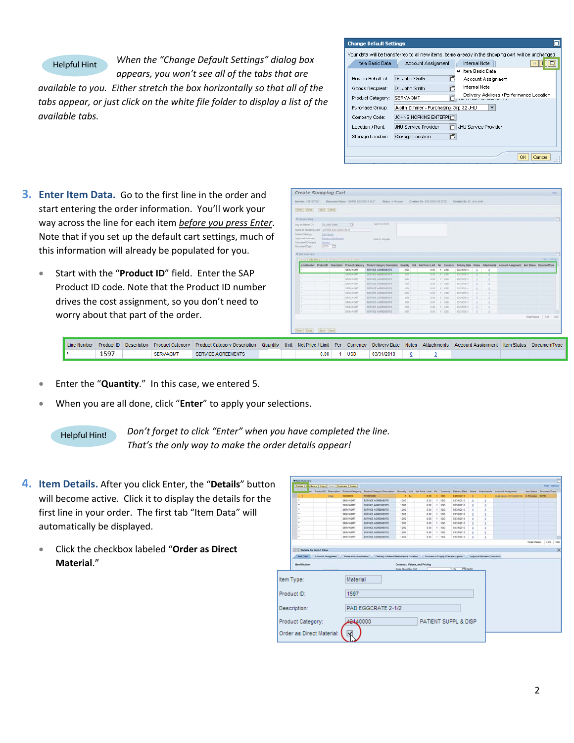**Helpful Hint** *When the "Change Default Settings" dialog box appears, you won't see all of the tabs that are available to you. Either stretch the box horizontally so that all of the tabs appear, or just click on the white file folder to display a list of the available tabs.*

**3. Enter Item Data.** Go to the first line in the order and start entering the order information. You'll work your way across the line for each item *before you press Enter*. Note that if you set up the default cart settings, much of this information will already be populated for you.

- Start with the "**Product ID**" field. Enter the SAP Product ID code. Note that the Product ID number drives the cost assignment, so you don't need to worry about that part of the order.

| Line Number | Product ID | Description | Product Category | Product Category Description | Quantity | Unit | Net Price / Limit | Per | Currency | Delivery Date | Notes | Attachments | Account Assignment | Item Status | DocumentType |
|---|---|---|---|---|---|---|---|---|---|---|---|---|---|---|---|
| • | 1597 | | SERVAGMT | SERVICE AGREEMENTS | | | 0.00 | 1 | USD | 03/31/2010 | 0 | 0 | | | |

- Enter the "**Quantity**." In this case, we entered 5.
- When you are all done, click "**Enter**" to apply your selections.

**Helpful Hint!** *Don't forget to click "Enter" when you have completed the line. That's the only way to make the order details appear!*

**4. Item Details.** After you click Enter, the "**Details**" button will become active. Click it to display the details for the first line in your order. The first tab "Item Data" will automatically be displayed.

- Click the checkbox labeled "**Order as Direct Material**."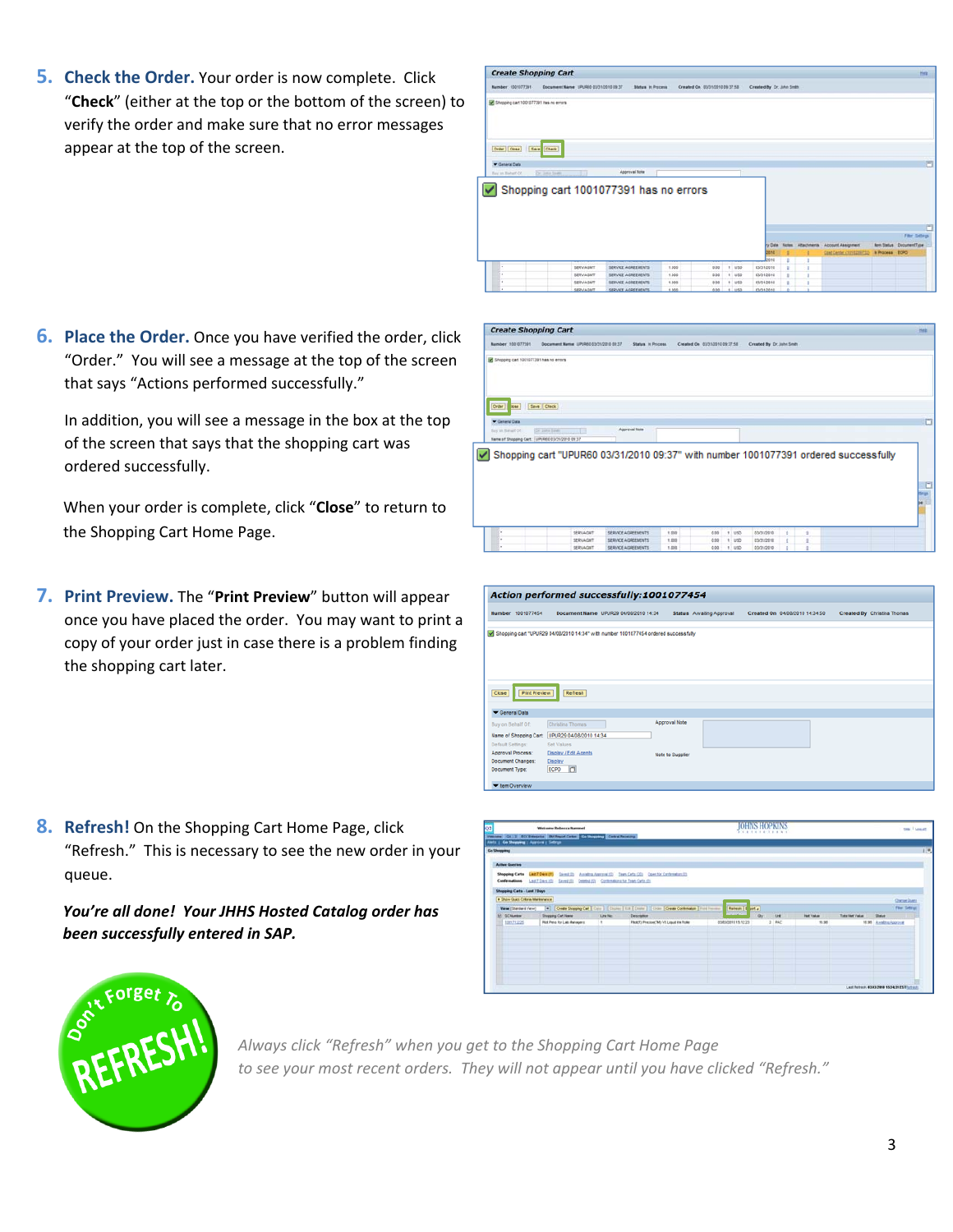5. **Check the Order.** Your order is now complete. Click "**Check**" (either at the top or the bottom of the screen) to verify the order and make sure that no error messages appear at the top of the screen.

6. **Place the Order.** Once you have verified the order, click "Order." You will see a message at the top of the screen that says "Actions performed successfully."

   In addition, you will see a message in the box at the top of the screen that says that the shopping cart was ordered successfully.

   When your order is complete, click "**Close**" to return to the Shopping Cart Home Page.

7. **Print Preview.** The "**Print Preview**" button will appear once you have placed the order. You may want to print a copy of your order just in case there is a problem finding the shopping cart later.

8. **Refresh!** On the Shopping Cart Home Page, click "Refresh." This is necessary to see the new order in your queue.

   ***You're all done! Your JHHS Hosted Catalog order has been successfully entered in SAP.***

Don't Forget To REFRESH!

*Always click "Refresh" when you get to the Shopping Cart Home Page to see your most recent orders. They will not appear until you have clicked "Refresh."*